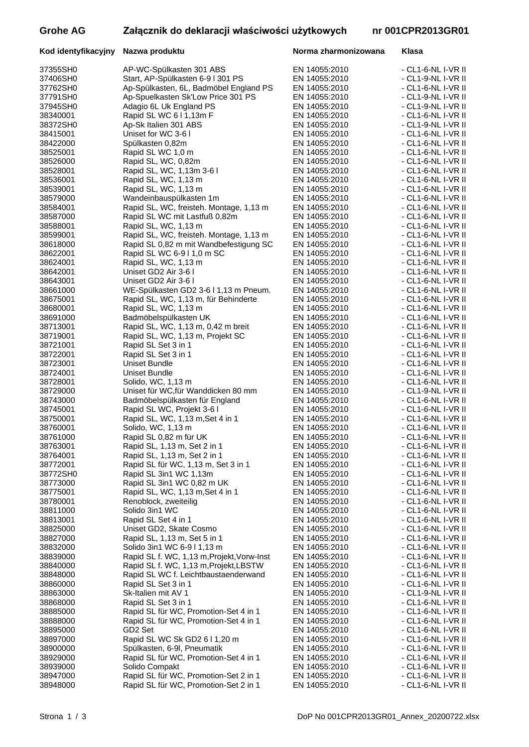# Grohe AG Załącznik do deklaracji właściwości użytkowych nr 001CPR2013GR01

| Kod identyfikacyjny | Nazwa produktu | Norma zharmonizowana | Klasa |
|---|---|---|---|
| 37355SH0 | AP-WC-Spülkasten 301 ABS | EN 14055:2010 | - CL1-6-NL I-VR II |
| 37406SH0 | Start, AP-Spülkasten 6-9 l 301 PS | EN 14055:2010 | - CL1-9-NL I-VR II |
| 37762SH0 | Ap-Spülkasten, 6L, Badmöbel England PS | EN 14055:2010 | - CL1-6-NL I-VR II |
| 37791SH0 | Ap-Spuelkasten Sk'Low Price 301 PS | EN 14055:2010 | - CL1-9-NL I-VR II |
| 37945SH0 | Adagio 6L Uk England PS | EN 14055:2010 | - CL1-9-NL I-VR II |
| 38340001 | Rapid SL WC 6 l 1,13m F | EN 14055:2010 | - CL1-6-NL I-VR II |
| 38372SH0 | Ap-Sk Italien 301 ABS | EN 14055:2010 | - CL1-9-NL I-VR II |
| 38415001 | Uniset for WC 3-6 l | EN 14055:2010 | - CL1-6-NL I-VR II |
| 38422000 | Spülkasten 0,82m | EN 14055:2010 | - CL1-6-NL I-VR II |
| 38525001 | Rapid SL WC 1,0 m | EN 14055:2010 | - CL1-6-NL I-VR II |
| 38526000 | Rapid SL, WC, 0,82m | EN 14055:2010 | - CL1-6-NL I-VR II |
| 38528001 | Rapid SL, WC, 1,13m 3-6 l | EN 14055:2010 | - CL1-6-NL I-VR II |
| 38536001 | Rapid SL, WC, 1,13 m | EN 14055:2010 | - CL1-6-NL I-VR II |
| 38539001 | Rapid SL, WC, 1,13 m | EN 14055:2010 | - CL1-6-NL I-VR II |
| 38579000 | Wandeinbauspülkasten 1m | EN 14055:2010 | - CL1-6-NL I-VR II |
| 38584001 | Rapid SL, WC, freisteh. Montage, 1,13 m | EN 14055:2010 | - CL1-6-NL I-VR II |
| 38587000 | Rapid SL WC mit Lastfuß 0,82m | EN 14055:2010 | - CL1-6-NL I-VR II |
| 38588001 | Rapid SL, WC, 1,13 m | EN 14055:2010 | - CL1-6-NL I-VR II |
| 38599001 | Rapid SL, WC, freisteh. Montage, 1,13 m | EN 14055:2010 | - CL1-6-NL I-VR II |
| 38618000 | Rapid SL 0,82 m mit Wandbefestigung SC | EN 14055:2010 | - CL1-6-NL I-VR II |
| 38622001 | Rapid SL WC 6-9 l 1,0 m SC | EN 14055:2010 | - CL1-6-NL I-VR II |
| 38624001 | Rapid SL, WC, 1,13 m | EN 14055:2010 | - CL1-6-NL I-VR II |
| 38642001 | Uniset GD2 Air 3-6 l | EN 14055:2010 | - CL1-6-NL I-VR II |
| 38643001 | Uniset GD2 Air 3-6 l | EN 14055:2010 | - CL1-6-NL I-VR II |
| 38661000 | WE-Spülkasten GD2 3-6 l 1,13 m Pneum. | EN 14055:2010 | - CL1-6-NL I-VR II |
| 38675001 | Rapid SL, WC, 1,13 m, für Behinderte | EN 14055:2010 | - CL1-6-NL I-VR II |
| 38680001 | Rapid SL, WC, 1,13 m | EN 14055:2010 | - CL1-6-NL I-VR II |
| 38691000 | Badmöbelspülkasten UK | EN 14055:2010 | - CL1-6-NL I-VR II |
| 38713001 | Rapid SL, WC, 1,13 m, 0,42 m breit | EN 14055:2010 | - CL1-6-NL I-VR II |
| 38719001 | Rapid SL, WC, 1,13 m, Projekt SC | EN 14055:2010 | - CL1-6-NL I-VR II |
| 38721001 | Rapid SL Set 3 in 1 | EN 14055:2010 | - CL1-6-NL I-VR II |
| 38722001 | Rapid SL Set 3 in 1 | EN 14055:2010 | - CL1-6-NL I-VR II |
| 38723001 | Uniset Bundle | EN 14055:2010 | - CL1-6-NL I-VR II |
| 38724001 | Uniset Bundle | EN 14055:2010 | - CL1-6-NL I-VR II |
| 38728001 | Solido, WC, 1,13 m | EN 14055:2010 | - CL1-6-NL I-VR II |
| 38729000 | Uniset für WC,für Wanddicken 80 mm | EN 14055:2010 | - CL1-9-NL I-VR II |
| 38743000 | Badmöbelspülkasten für England | EN 14055:2010 | - CL1-6-NL I-VR II |
| 38745001 | Rapid SL WC, Projekt 3-6 l | EN 14055:2010 | - CL1-6-NL I-VR II |
| 38750001 | Rapid SL, WC, 1,13 m,Set 4 in 1 | EN 14055:2010 | - CL1-6-NL I-VR II |
| 38760001 | Solido, WC, 1,13 m | EN 14055:2010 | - CL1-6-NL I-VR II |
| 38761000 | Rapid SL 0,82 m für UK | EN 14055:2010 | - CL1-6-NL I-VR II |
| 38763001 | Rapid SL, 1,13 m, Set 2 in 1 | EN 14055:2010 | - CL1-6-NL I-VR II |
| 38764001 | Rapid SL, 1,13 m, Set 2 in 1 | EN 14055:2010 | - CL1-6-NL I-VR II |
| 38772001 | Rapid SL für WC, 1,13 m, Set 3 in 1 | EN 14055:2010 | - CL1-6-NL I-VR II |
| 38772SH0 | Rapid SL 3in1 WC 1,13m | EN 14055:2010 | - CL1-6-NL I-VR II |
| 38773000 | Rapid SL 3in1 WC 0,82 m UK | EN 14055:2010 | - CL1-6-NL I-VR II |
| 38775001 | Rapid SL, WC, 1,13 m,Set 4 in 1 | EN 14055:2010 | - CL1-6-NL I-VR II |
| 38780001 | Renoblock, zweiteilig | EN 14055:2010 | - CL1-6-NL I-VR II |
| 38811000 | Solido 3in1 WC | EN 14055:2010 | - CL1-6-NL I-VR II |
| 38813001 | Rapid SL Set 4 in 1 | EN 14055:2010 | - CL1-6-NL I-VR II |
| 38825000 | Uniset GD2, Skate Cosmo | EN 14055:2010 | - CL1-6-NL I-VR II |
| 38827000 | Rapid SL, 1,13 m, Set 5 in 1 | EN 14055:2010 | - CL1-6-NL I-VR II |
| 38832000 | Solido 3in1 WC 6-9 l 1,13 m | EN 14055:2010 | - CL1-6-NL I-VR II |
| 38839000 | Rapid SL f. WC, 1,13 m,Projekt,Vorw-Inst | EN 14055:2010 | - CL1-6-NL I-VR II |
| 38840000 | Rapid SL f. WC, 1,13 m,Projekt,LBSTW | EN 14055:2010 | - CL1-6-NL I-VR II |
| 38848000 | Rapid SL WC f. Leichtbaustaenderwand | EN 14055:2010 | - CL1-6-NL I-VR II |
| 38860000 | Rapid SL Set 3 in 1 | EN 14055:2010 | - CL1-6-NL I-VR II |
| 38863000 | Sk-Italien mit AV 1 | EN 14055:2010 | - CL1-9-NL I-VR II |
| 38868000 | Rapid SL Set 3 in 1 | EN 14055:2010 | - CL1-6-NL I-VR II |
| 38885000 | Rapid SL für WC, Promotion-Set 4 in 1 | EN 14055:2010 | - CL1-6-NL I-VR II |
| 38888000 | Rapid SL für WC, Promotion-Set 4 in 1 | EN 14055:2010 | - CL1-6-NL I-VR II |
| 38895000 | GD2 Set | EN 14055:2010 | - CL1-6-NL I-VR II |
| 38897000 | Rapid SL WC Sk GD2 6 l 1,20 m | EN 14055:2010 | - CL1-6-NL I-VR II |
| 38900000 | Spülkasten, 6-9l, Pneumatik | EN 14055:2010 | - CL1-6-NL I-VR II |
| 38929000 | Rapid SL für WC, Promotion-Set 4 in 1 | EN 14055:2010 | - CL1-6-NL I-VR II |
| 38939000 | Solido Compakt | EN 14055:2010 | - CL1-6-NL I-VR II |
| 38947000 | Rapid SL für WC, Promotion-Set 2 in 1 | EN 14055:2010 | - CL1-6-NL I-VR II |
| 38948000 | Rapid SL für WC, Promotion-Set 2 in 1 | EN 14055:2010 | - CL1-6-NL I-VR II |

DoP No 001CPR2013GR01_Annex_20200722.xlsx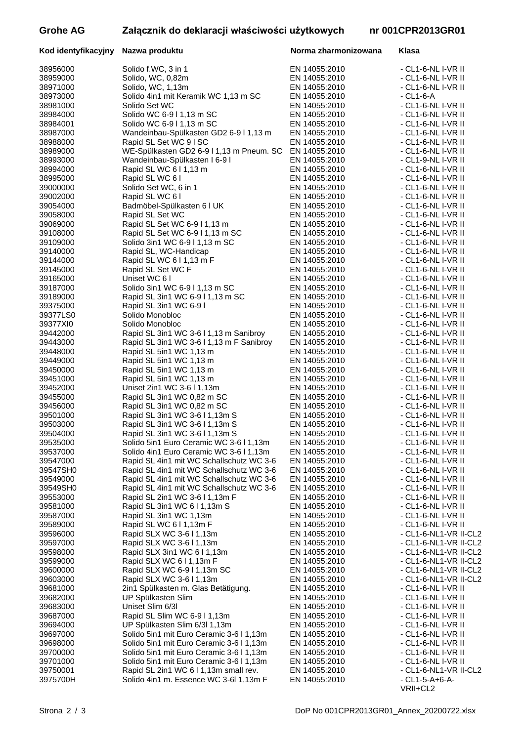**Grohe AG** **Załącznik do deklaracji właściwości użytkowych** **nr 001CPR2013GR01**

| Kod identyfikacyjny | Nazwa produktu | Norma zharmonizowana | Klasa |
|---|---|---|---|
| 38956000 | Solido f.WC, 3 in 1 | EN 14055:2010 | - CL1-6-NL I-VR II |
| 38959000 | Solido, WC, 0,82m | EN 14055:2010 | - CL1-6-NL I-VR II |
| 38971000 | Solido, WC, 1,13m | EN 14055:2010 | - CL1-6-NL I-VR II |
| 38973000 | Solido 4in1 mit Keramik WC 1,13 m SC | EN 14055:2010 | - CL1-6-A |
| 38981000 | Solido Set WC | EN 14055:2010 | - CL1-6-NL I-VR II |
| 38984000 | Solido WC 6-9 l 1,13 m SC | EN 14055:2010 | - CL1-6-NL I-VR II |
| 38984001 | Solido WC 6-9 l 1,13 m SC | EN 14055:2010 | - CL1-6-NL I-VR II |
| 38987000 | Wandeinbau-Spülkasten GD2 6-9 l 1,13 m | EN 14055:2010 | - CL1-6-NL I-VR II |
| 38988000 | Rapid SL Set WC 9 l SC | EN 14055:2010 | - CL1-6-NL I-VR II |
| 38989000 | WE-Spülkasten GD2 6-9 l 1,13 m Pneum. SC | EN 14055:2010 | - CL1-6-NL I-VR II |
| 38993000 | Wandeinbau-Spülkasten I 6-9 l | EN 14055:2010 | - CL1-9-NL I-VR II |
| 38994000 | Rapid SL WC 6 l 1,13 m | EN 14055:2010 | - CL1-6-NL I-VR II |
| 38995000 | Rapid SL WC 6 l | EN 14055:2010 | - CL1-6-NL I-VR II |
| 39000000 | Solido Set WC, 6 in 1 | EN 14055:2010 | - CL1-6-NL I-VR II |
| 39002000 | Rapid SL WC 6 l | EN 14055:2010 | - CL1-6-NL I-VR II |
| 39054000 | Badmöbel-Spülkasten 6 l UK | EN 14055:2010 | - CL1-6-NL I-VR II |
| 39058000 | Rapid SL Set WC | EN 14055:2010 | - CL1-6-NL I-VR II |
| 39069000 | Rapid SL Set WC 6-9 l 1,13 m | EN 14055:2010 | - CL1-6-NL I-VR II |
| 39108000 | Rapid SL Set WC 6-9 l 1,13 m SC | EN 14055:2010 | - CL1-6-NL I-VR II |
| 39109000 | Solido 3in1 WC 6-9 l 1,13 m SC | EN 14055:2010 | - CL1-6-NL I-VR II |
| 39140000 | Rapid SL, WC-Handicap | EN 14055:2010 | - CL1-6-NL I-VR II |
| 39144000 | Rapid SL WC 6 l 1,13 m F | EN 14055:2010 | - CL1-6-NL I-VR II |
| 39145000 | Rapid SL Set WC F | EN 14055:2010 | - CL1-6-NL I-VR II |
| 39165000 | Uniset WC 6 l | EN 14055:2010 | - CL1-6-NL I-VR II |
| 39187000 | Solido 3in1 WC 6-9 l 1,13 m SC | EN 14055:2010 | - CL1-6-NL I-VR II |
| 39189000 | Rapid SL 3in1 WC 6-9 l 1,13 m SC | EN 14055:2010 | - CL1-6-NL I-VR II |
| 39375000 | Rapid SL 3in1 WC 6-9 l | EN 14055:2010 | - CL1-6-NL I-VR II |
| 39377LS0 | Solido Monobloc | EN 14055:2010 | - CL1-6-NL I-VR II |
| 39377XI0 | Solido Monobloc | EN 14055:2010 | - CL1-6-NL I-VR II |
| 39442000 | Rapid SL 3in1 WC 3-6 l 1,13 m Sanibroy | EN 14055:2010 | - CL1-6-NL I-VR II |
| 39443000 | Rapid SL 3in1 WC 3-6 l 1,13 m F Sanibroy | EN 14055:2010 | - CL1-6-NL I-VR II |
| 39448000 | Rapid SL 5in1 WC 1,13 m | EN 14055:2010 | - CL1-6-NL I-VR II |
| 39449000 | Rapid SL 5in1 WC 1,13 m | EN 14055:2010 | - CL1-6-NL I-VR II |
| 39450000 | Rapid SL 5in1 WC 1,13 m | EN 14055:2010 | - CL1-6-NL I-VR II |
| 39451000 | Rapid SL 5in1 WC 1,13 m | EN 14055:2010 | - CL1-6-NL I-VR II |
| 39452000 | Uniset 2in1 WC 3-6 l 1,13m | EN 14055:2010 | - CL1-6-NL I-VR II |
| 39455000 | Rapid SL 3in1 WC 0,82 m SC | EN 14055:2010 | - CL1-6-NL I-VR II |
| 39456000 | Rapid SL 3in1 WC 0,82 m SC | EN 14055:2010 | - CL1-6-NL I-VR II |
| 39501000 | Rapid SL 3in1 WC 3-6 l 1,13m S | EN 14055:2010 | - CL1-6-NL I-VR II |
| 39503000 | Rapid SL 3in1 WC 3-6 l 1,13m S | EN 14055:2010 | - CL1-6-NL I-VR II |
| 39504000 | Rapid SL 3in1 WC 3-6 l 1,13m S | EN 14055:2010 | - CL1-6-NL I-VR II |
| 39535000 | Solido 5in1 Euro Ceramic WC 3-6 l 1,13m | EN 14055:2010 | - CL1-6-NL I-VR II |
| 39537000 | Solido 4in1 Euro Ceramic WC 3-6 l 1,13m | EN 14055:2010 | - CL1-6-NL I-VR II |
| 39547000 | Rapid SL 4in1 mit WC Schallschutz WC 3-6 | EN 14055:2010 | - CL1-6-NL I-VR II |
| 39547SH0 | Rapid SL 4in1 mit WC Schallschutz WC 3-6 | EN 14055:2010 | - CL1-6-NL I-VR II |
| 39549000 | Rapid SL 4in1 mit WC Schallschutz WC 3-6 | EN 14055:2010 | - CL1-6-NL I-VR II |
| 39549SH0 | Rapid SL 4in1 mit WC Schallschutz WC 3-6 | EN 14055:2010 | - CL1-6-NL I-VR II |
| 39553000 | Rapid SL 2in1 WC 3-6 l 1,13m F | EN 14055:2010 | - CL1-6-NL I-VR II |
| 39581000 | Rapid SL 3in1 WC 6 l 1,13m S | EN 14055:2010 | - CL1-6-NL I-VR II |
| 39587000 | Rapid SL 3in1 WC 1,13m | EN 14055:2010 | - CL1-6-NL I-VR II |
| 39589000 | Rapid SL WC 6 l 1,13m F | EN 14055:2010 | - CL1-6-NL I-VR II |
| 39596000 | Rapid SLX WC 3-6 l 1,13m | EN 14055:2010 | - CL1-6-NL1-VR II-CL2 |
| 39597000 | Rapid SLX WC 3-6 l 1,13m | EN 14055:2010 | - CL1-6-NL1-VR II-CL2 |
| 39598000 | Rapid SLX 3in1 WC 6 l 1,13m | EN 14055:2010 | - CL1-6-NL1-VR II-CL2 |
| 39599000 | Rapid SLX WC 6 l 1,13m F | EN 14055:2010 | - CL1-6-NL1-VR II-CL2 |
| 39600000 | Rapid SLX WC 6-9 l 1,13m SC | EN 14055:2010 | - CL1-6-NL1-VR II-CL2 |
| 39603000 | Rapid SLX WC 3-6 l 1,13m | EN 14055:2010 | - CL1-6-NL1-VR II-CL2 |
| 39681000 | 2in1 Spülkasten m. Glas Betätigung. | EN 14055:2010 | - CL1-6-NL I-VR II |
| 39682000 | UP Spülkasten Slim | EN 14055:2010 | - CL1-6-NL I-VR II |
| 39683000 | Uniset Slim 6/3l | EN 14055:2010 | - CL1-6-NL I-VR II |
| 39687000 | Rapid SL Slim WC 6-9 l 1,13m | EN 14055:2010 | - CL1-6-NL I-VR II |
| 39694000 | UP Spülkasten Slim 6/3l 1,13m | EN 14055:2010 | - CL1-6-NL I-VR II |
| 39697000 | Solido 5in1 mit Euro Ceramic 3-6 l 1,13m | EN 14055:2010 | - CL1-6-NL I-VR II |
| 39698000 | Solido 5in1 mit Euro Ceramic 3-6 l 1,13m | EN 14055:2010 | - CL1-6-NL I-VR II |
| 39700000 | Solido 5in1 mit Euro Ceramic 3-6 l 1,13m | EN 14055:2010 | - CL1-6-NL I-VR II |
| 39701000 | Solido 5in1 mit Euro Ceramic 3-6 l 1,13m | EN 14055:2010 | - CL1-6-NL I-VR II |
| 39750001 | Rapid SL 2in1 WC 6 l 1,13m small rev. | EN 14055:2010 | - CL1-6-NL1-VR II-CL2 |
| 3975700H | Solido 4in1 m. Essence WC 3-6l 1,13m F | EN 14055:2010 | - CL1-5-A+6-A-VRII+CL2 |

DoP No 001CPR2013GR01_Annex_20200722.xlsx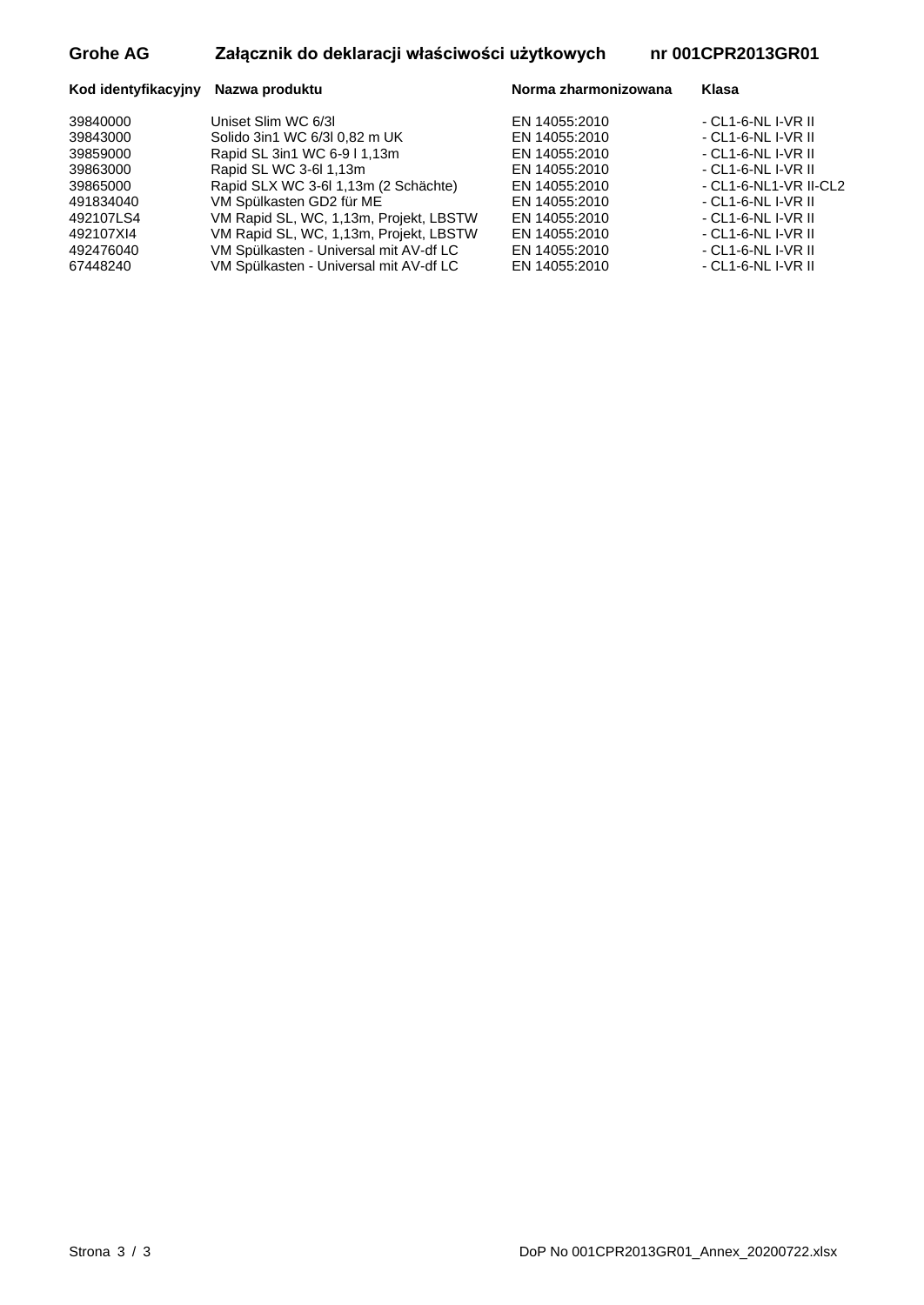**Grohe AG** **Załącznik do deklaracji właściwości użytkowych** **nr 001CPR2013GR01**

| Kod identyfikacyjny | Nazwa produktu | Norma zharmonizowana | Klasa |
| --- | --- | --- | --- |
| 39840000 | Uniset Slim WC 6/3l | EN 14055:2010 | - CL1-6-NL I-VR II |
| 39843000 | Solido 3in1 WC 6/3l 0,82 m UK | EN 14055:2010 | - CL1-6-NL I-VR II |
| 39859000 | Rapid SL 3in1 WC 6-9 l 1,13m | EN 14055:2010 | - CL1-6-NL I-VR II |
| 39863000 | Rapid SL WC 3-6l 1,13m | EN 14055:2010 | - CL1-6-NL I-VR II |
| 39865000 | Rapid SLX WC 3-6l 1,13m (2 Schächte) | EN 14055:2010 | - CL1-6-NL1-VR II-CL2 |
| 491834040 | VM Spülkasten GD2 für ME | EN 14055:2010 | - CL1-6-NL I-VR II |
| 492107LS4 | VM Rapid SL, WC, 1,13m, Projekt, LBSTW | EN 14055:2010 | - CL1-6-NL I-VR II |
| 492107XI4 | VM Rapid SL, WC, 1,13m, Projekt, LBSTW | EN 14055:2010 | - CL1-6-NL I-VR II |
| 492476040 | VM Spülkasten - Universal mit AV-df LC | EN 14055:2010 | - CL1-6-NL I-VR II |
| 67448240 | VM Spülkasten - Universal mit AV-df LC | EN 14055:2010 | - CL1-6-NL I-VR II |

DoP No 001CPR2013GR01_Annex_20200722.xlsx